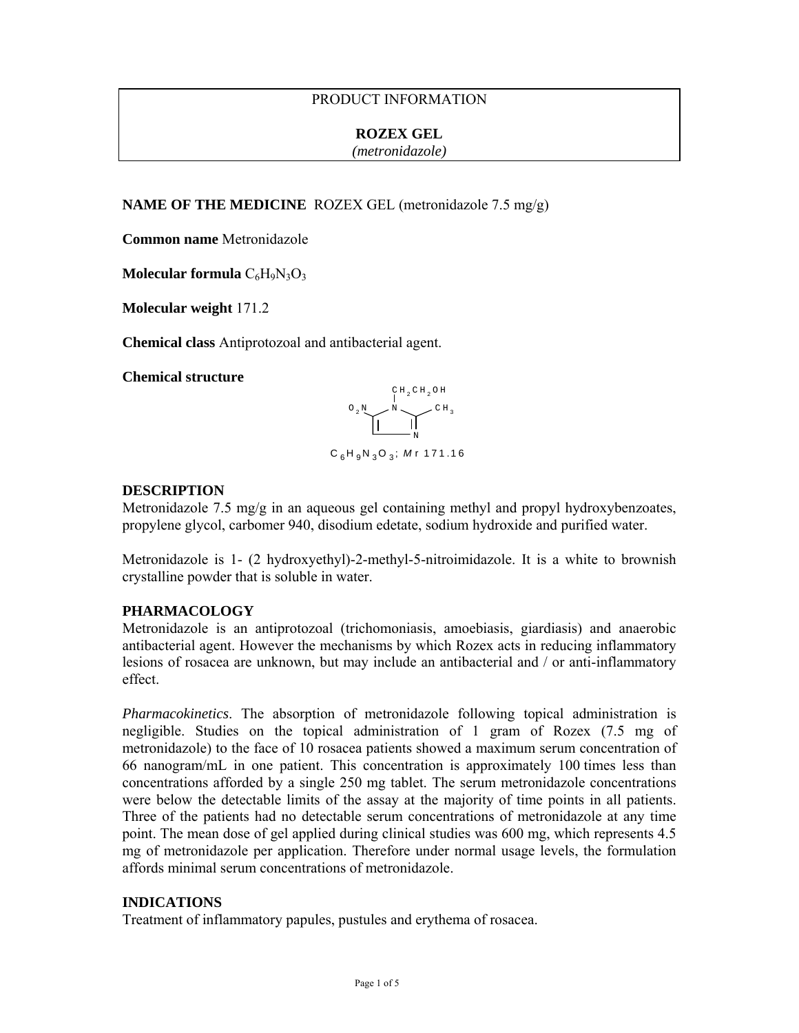PRODUCT INFORMATION

**ROZEX GEL**

*(metronidazole)*

**NAME OF THE MEDICINE** ROZEX GEL (metronidazole 7.5 mg/g)

**Common name** Metronidazole

**Molecular formula** $C_6H_9N_3O_3$

**Molecular weight** 171.2

**Chemical class** Antiprotozoal and antibacterial agent.

**Chemical structure**

$C_6H_9N_3O_3$; *M*r 171.16

## DESCRIPTION

Metronidazole 7.5 mg/g in an aqueous gel containing methyl and propyl hydroxybenzoates, propylene glycol, carbomer 940, disodium edetate, sodium hydroxide and purified water.

Metronidazole is 1- (2 hydroxyethyl)-2-methyl-5-nitroimidazole. It is a white to brownish crystalline powder that is soluble in water.

## PHARMACOLOGY

Metronidazole is an antiprotozoal (trichomoniasis, amoebiasis, giardiasis) and anaerobic antibacterial agent. However the mechanisms by which Rozex acts in reducing inflammatory lesions of rosacea are unknown, but may include an antibacterial and / or anti-inflammatory effect.

*Pharmacokinetics*. The absorption of metronidazole following topical administration is negligible. Studies on the topical administration of 1 gram of Rozex (7.5 mg of metronidazole) to the face of 10 rosacea patients showed a maximum serum concentration of 66 nanogram/mL in one patient. This concentration is approximately 100 times less than concentrations afforded by a single 250 mg tablet. The serum metronidazole concentrations were below the detectable limits of the assay at the majority of time points in all patients. Three of the patients had no detectable serum concentrations of metronidazole at any time point. The mean dose of gel applied during clinical studies was 600 mg, which represents 4.5 mg of metronidazole per application. Therefore under normal usage levels, the formulation affords minimal serum concentrations of metronidazole.

## INDICATIONS

Treatment of inflammatory papules, pustules and erythema of rosacea.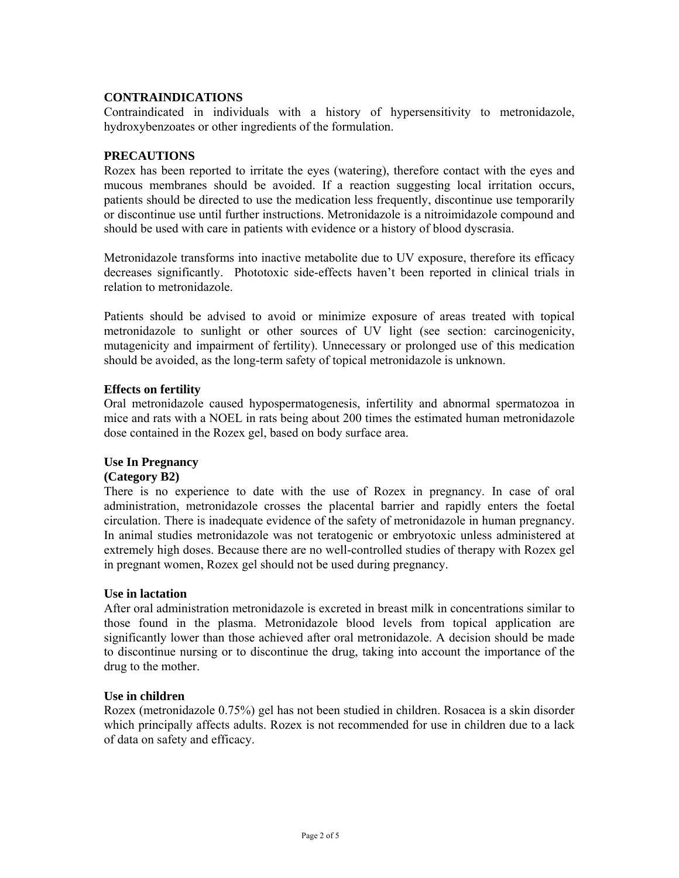## CONTRAINDICATIONS

Contraindicated in individuals with a history of hypersensitivity to metronidazole, hydroxybenzoates or other ingredients of the formulation.

## PRECAUTIONS

Rozex has been reported to irritate the eyes (watering), therefore contact with the eyes and mucous membranes should be avoided. If a reaction suggesting local irritation occurs, patients should be directed to use the medication less frequently, discontinue use temporarily or discontinue use until further instructions. Metronidazole is a nitroimidazole compound and should be used with care in patients with evidence or a history of blood dyscrasia.

Metronidazole transforms into inactive metabolite due to UV exposure, therefore its efficacy decreases significantly. Phototoxic side-effects haven't been reported in clinical trials in relation to metronidazole.

Patients should be advised to avoid or minimize exposure of areas treated with topical metronidazole to sunlight or other sources of UV light (see section: carcinogenicity, mutagenicity and impairment of fertility). Unnecessary or prolonged use of this medication should be avoided, as the long-term safety of topical metronidazole is unknown.

### Effects on fertility

Oral metronidazole caused hypospermatogenesis, infertility and abnormal spermatozoa in mice and rats with a NOEL in rats being about 200 times the estimated human metronidazole dose contained in the Rozex gel, based on body surface area.

### Use In Pregnancy
**(Category B2)**

There is no experience to date with the use of Rozex in pregnancy. In case of oral administration, metronidazole crosses the placental barrier and rapidly enters the foetal circulation. There is inadequate evidence of the safety of metronidazole in human pregnancy. In animal studies metronidazole was not teratogenic or embryotoxic unless administered at extremely high doses. Because there are no well-controlled studies of therapy with Rozex gel in pregnant women, Rozex gel should not be used during pregnancy.

### Use in lactation

After oral administration metronidazole is excreted in breast milk in concentrations similar to those found in the plasma. Metronidazole blood levels from topical application are significantly lower than those achieved after oral metronidazole. A decision should be made to discontinue nursing or to discontinue the drug, taking into account the importance of the drug to the mother.

### Use in children

Rozex (metronidazole 0.75%) gel has not been studied in children. Rosacea is a skin disorder which principally affects adults. Rozex is not recommended for use in children due to a lack of data on safety and efficacy.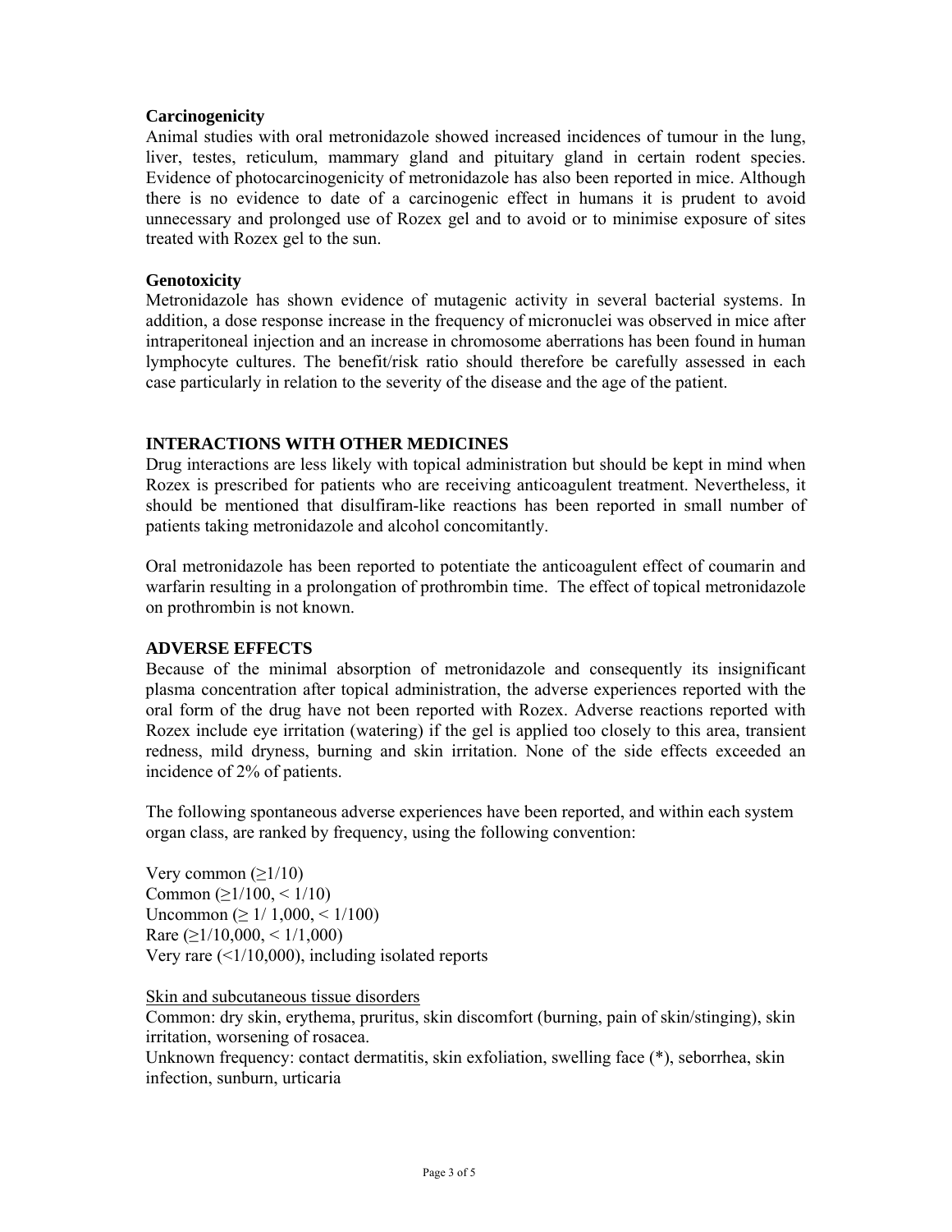**Carcinogenicity**

Animal studies with oral metronidazole showed increased incidences of tumour in the lung, liver, testes, reticulum, mammary gland and pituitary gland in certain rodent species. Evidence of photocarcinogenicity of metronidazole has also been reported in mice. Although there is no evidence to date of a carcinogenic effect in humans it is prudent to avoid unnecessary and prolonged use of Rozex gel and to avoid or to minimise exposure of sites treated with Rozex gel to the sun.

**Genotoxicity**

Metronidazole has shown evidence of mutagenic activity in several bacterial systems. In addition, a dose response increase in the frequency of micronuclei was observed in mice after intraperitoneal injection and an increase in chromosome aberrations has been found in human lymphocyte cultures. The benefit/risk ratio should therefore be carefully assessed in each case particularly in relation to the severity of the disease and the age of the patient.

## INTERACTIONS WITH OTHER MEDICINES

Drug interactions are less likely with topical administration but should be kept in mind when Rozex is prescribed for patients who are receiving anticoagulent treatment. Nevertheless, it should be mentioned that disulfiram-like reactions has been reported in small number of patients taking metronidazole and alcohol concomitantly.

Oral metronidazole has been reported to potentiate the anticoagulent effect of coumarin and warfarin resulting in a prolongation of prothrombin time. The effect of topical metronidazole on prothrombin is not known.

## ADVERSE EFFECTS

Because of the minimal absorption of metronidazole and consequently its insignificant plasma concentration after topical administration, the adverse experiences reported with the oral form of the drug have not been reported with Rozex. Adverse reactions reported with Rozex include eye irritation (watering) if the gel is applied too closely to this area, transient redness, mild dryness, burning and skin irritation. None of the side effects exceeded an incidence of 2% of patients.

The following spontaneous adverse experiences have been reported, and within each system organ class, are ranked by frequency, using the following convention:

Very common ($\geq$1/10)
Common ($\geq$1/100, < 1/10)
Uncommon ($\geq$ 1/ 1,000, < 1/100)
Rare ($\geq$1/10,000, < 1/1,000)
Very rare (<1/10,000), including isolated reports

Skin and subcutaneous tissue disorders

Common: dry skin, erythema, pruritus, skin discomfort (burning, pain of skin/stinging), skin irritation, worsening of rosacea.

Unknown frequency: contact dermatitis, skin exfoliation, swelling face (*), seborrhea, skin infection, sunburn, urticaria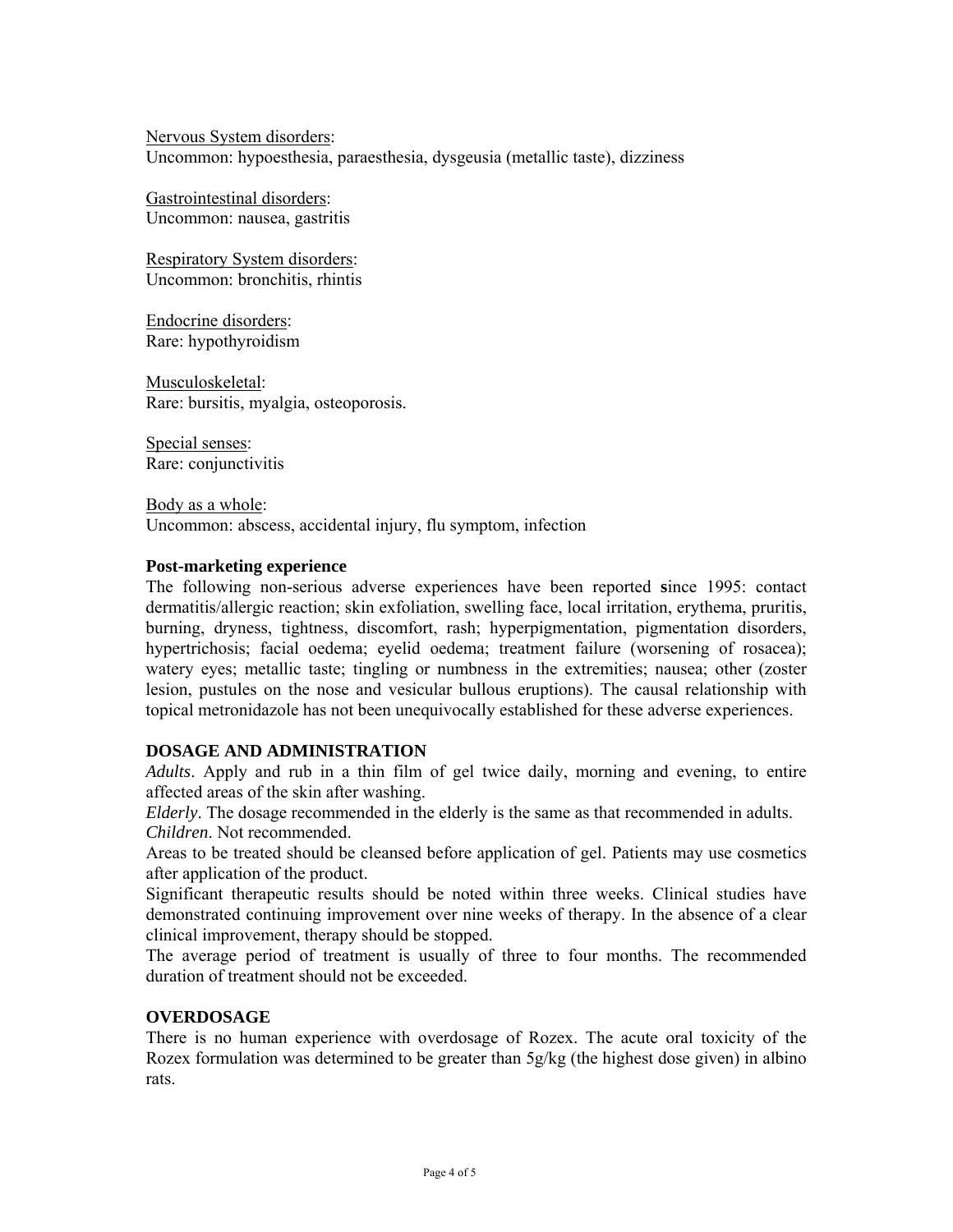Nervous System disorders:
Uncommon: hypoesthesia, paraesthesia, dysgeusia (metallic taste), dizziness

Gastrointestinal disorders:
Uncommon: nausea, gastritis

Respiratory System disorders:
Uncommon: bronchitis, rhintis

Endocrine disorders:
Rare: hypothyroidism

Musculoskeletal:
Rare: bursitis, myalgia, osteoporosis.

Special senses:
Rare: conjunctivitis

Body as a whole:
Uncommon: abscess, accidental injury, flu symptom, infection

**Post-marketing experience**

The following non-serious adverse experiences have been reported since 1995: contact dermatitis/allergic reaction; skin exfoliation, swelling face, local irritation, erythema, pruritis, burning, dryness, tightness, discomfort, rash; hyperpigmentation, pigmentation disorders, hypertrichosis; facial oedema; eyelid oedema; treatment failure (worsening of rosacea); watery eyes; metallic taste; tingling or numbness in the extremities; nausea; other (zoster lesion, pustules on the nose and vesicular bullous eruptions). The causal relationship with topical metronidazole has not been unequivocally established for these adverse experiences.

**DOSAGE AND ADMINISTRATION**

*Adults*. Apply and rub in a thin film of gel twice daily, morning and evening, to entire affected areas of the skin after washing.
*Elderly*. The dosage recommended in the elderly is the same as that recommended in adults.
*Children*. Not recommended.
Areas to be treated should be cleansed before application of gel. Patients may use cosmetics after application of the product.
Significant therapeutic results should be noted within three weeks. Clinical studies have demonstrated continuing improvement over nine weeks of therapy. In the absence of a clear clinical improvement, therapy should be stopped.
The average period of treatment is usually of three to four months. The recommended duration of treatment should not be exceeded.

**OVERDOSAGE**

There is no human experience with overdosage of Rozex. The acute oral toxicity of the Rozex formulation was determined to be greater than 5g/kg (the highest dose given) in albino rats.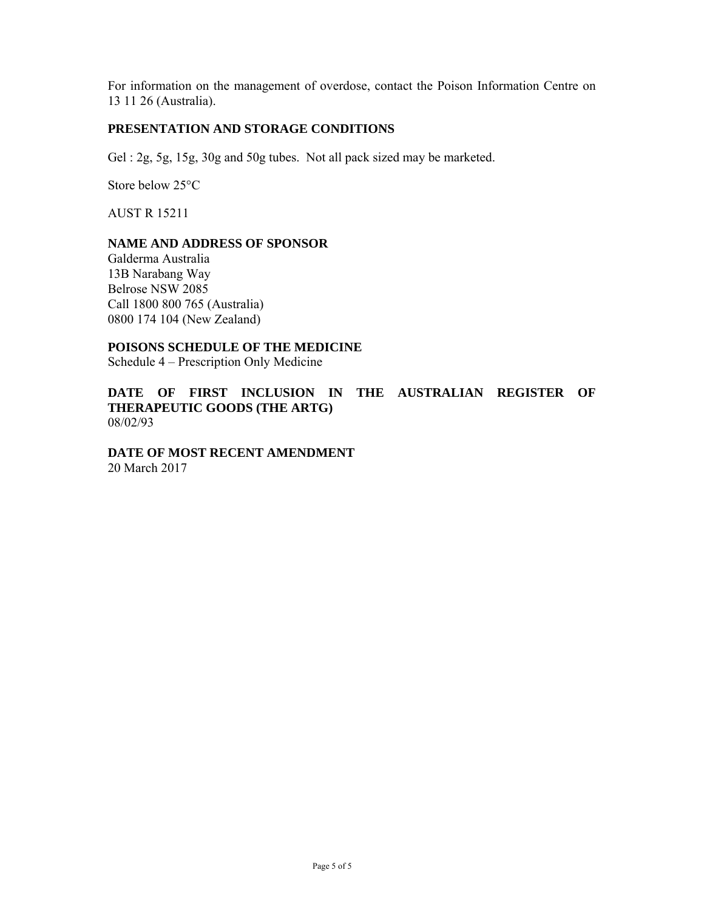For information on the management of overdose, contact the Poison Information Centre on 13 11 26 (Australia).

**PRESENTATION AND STORAGE CONDITIONS**

Gel : 2g, 5g, 15g, 30g and 50g tubes. Not all pack sized may be marketed.

Store below 25°C

AUST R 15211

**NAME AND ADDRESS OF SPONSOR**

Galderma Australia
13B Narabang Way
Belrose NSW 2085
Call 1800 800 765 (Australia)
0800 174 104 (New Zealand)

**POISONS SCHEDULE OF THE MEDICINE**

Schedule 4 – Prescription Only Medicine

**DATE OF FIRST INCLUSION IN THE AUSTRALIAN REGISTER OF THERAPEUTIC GOODS (THE ARTG)**

08/02/93

**DATE OF MOST RECENT AMENDMENT**

20 March 2017